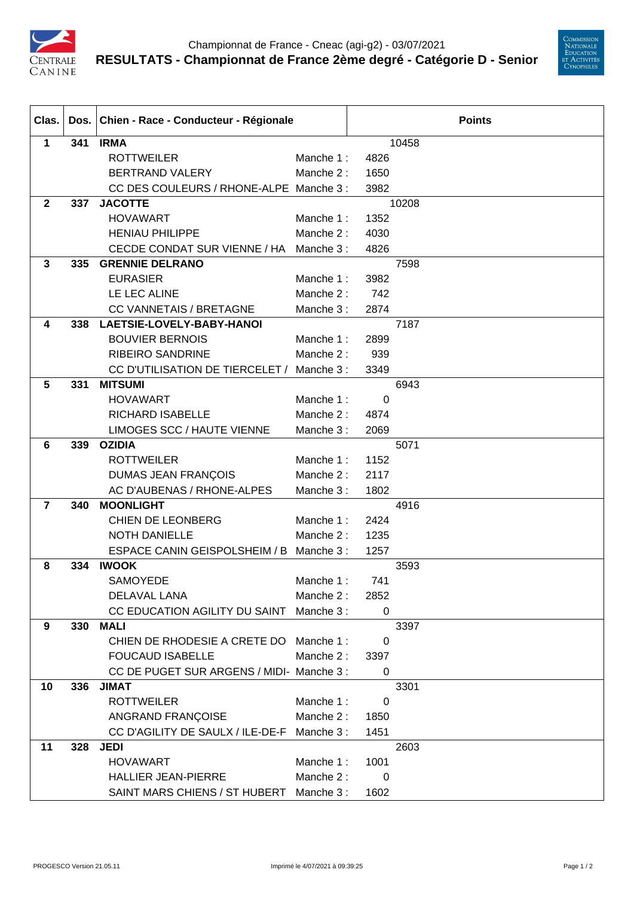Championnat de France - Cneac (agi-g2) - 03/07/2021

# RESULTATS - Championnat de France 2ème degré - Catégorie D - Senior

| Clas. | Dos. | Chien - Race - Conducteur - Régionale | | Points |
|---|---|---|---|---|
| **1** | **341** | **IRMA** | | 10458 |
| | | ROTTWEILER | Manche 1 : | 4826 |
| | | BERTRAND VALERY | Manche 2 : | 1650 |
| | | CC DES COULEURS / RHONE-ALPE | Manche 3 : | 3982 |
| **2** | **337** | **JACOTTE** | | 10208 |
| | | HOVAWART | Manche 1 : | 1352 |
| | | HENIAU PHILIPPE | Manche 2 : | 4030 |
| | | CECDE CONDAT SUR VIENNE / HA | Manche 3 : | 4826 |
| **3** | **335** | **GRENNIE DELRANO** | | 7598 |
| | | EURASIER | Manche 1 : | 3982 |
| | | LE LEC ALINE | Manche 2 : | 742 |
| | | CC VANNETAIS / BRETAGNE | Manche 3 : | 2874 |
| **4** | **338** | **LAETSIE-LOVELY-BABY-HANOI** | | 7187 |
| | | BOUVIER BERNOIS | Manche 1 : | 2899 |
| | | RIBEIRO SANDRINE | Manche 2 : | 939 |
| | | CC D'UTILISATION DE TIERCELET / | Manche 3 : | 3349 |
| **5** | **331** | **MITSUMI** | | 6943 |
| | | HOVAWART | Manche 1 : | 0 |
| | | RICHARD ISABELLE | Manche 2 : | 4874 |
| | | LIMOGES SCC / HAUTE VIENNE | Manche 3 : | 2069 |
| **6** | **339** | **OZIDIA** | | 5071 |
| | | ROTTWEILER | Manche 1 : | 1152 |
| | | DUMAS JEAN FRANÇOIS | Manche 2 : | 2117 |
| | | AC D'AUBENAS / RHONE-ALPES | Manche 3 : | 1802 |
| **7** | **340** | **MOONLIGHT** | | 4916 |
| | | CHIEN DE LEONBERG | Manche 1 : | 2424 |
| | | NOTH DANIELLE | Manche 2 : | 1235 |
| | | ESPACE CANIN GEISPOLSHEIM / B | Manche 3 : | 1257 |
| **8** | **334** | **IWOOK** | | 3593 |
| | | SAMOYEDE | Manche 1 : | 741 |
| | | DELAVAL LANA | Manche 2 : | 2852 |
| | | CC EDUCATION AGILITY DU SAINT | Manche 3 : | 0 |
| **9** | **330** | **MALI** | | 3397 |
| | | CHIEN DE RHODESIE A CRETE DO | Manche 1 : | 0 |
| | | FOUCAUD ISABELLE | Manche 2 : | 3397 |
| | | CC DE PUGET SUR ARGENS / MIDI- | Manche 3 : | 0 |
| **10** | **336** | **JIMAT** | | 3301 |
| | | ROTTWEILER | Manche 1 : | 0 |
| | | ANGRAND FRANÇOISE | Manche 2 : | 1850 |
| | | CC D'AGILITY DE SAULX / ILE-DE-F | Manche 3 : | 1451 |
| **11** | **328** | **JEDI** | | 2603 |
| | | HOVAWART | Manche 1 : | 1001 |
| | | HALLIER JEAN-PIERRE | Manche 2 : | 0 |
| | | SAINT MARS CHIENS / ST HUBERT | Manche 3 : | 1602 |

PROGESCO Version 21.05.11 Imprimé le 4/07/2021 à 09:39:25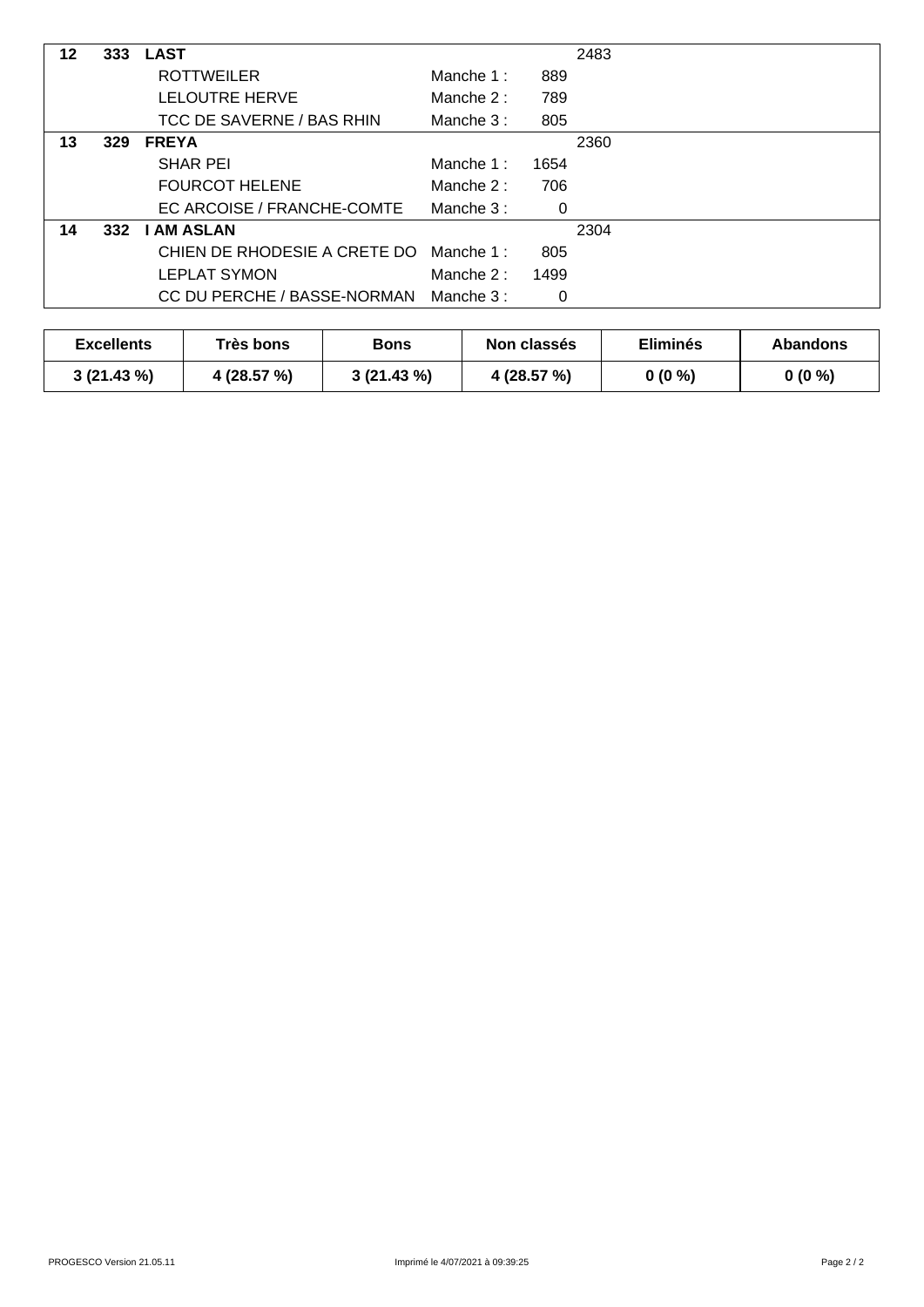| | | | | | |
|---|---|---|---|---|---|
| **12** | **333** | **LAST** | | | 2483 |
| | | ROTTWEILER | Manche 1 : | 889 | |
| | | LELOUTRE HERVE | Manche 2 : | 789 | |
| | | TCC DE SAVERNE / BAS RHIN | Manche 3 : | 805 | |
| **13** | **329** | **FREYA** | | | 2360 |
| | | SHAR PEI | Manche 1 : | 1654 | |
| | | FOURCOT HELENE | Manche 2 : | 706 | |
| | | EC ARCOISE / FRANCHE-COMTE | Manche 3 : | 0 | |
| **14** | **332** | **I AM ASLAN** | | | 2304 |
| | | CHIEN DE RHODESIE A CRETE DO | Manche 1 : | 805 | |
| | | LEPLAT SYMON | Manche 2 : | 1499 | |
| | | CC DU PERCHE / BASSE-NORMAN | Manche 3 : | 0 | |

| Excellents | Très bons | Bons | Non classés | Eliminés | Abandons |
|---|---|---|---|---|---|
| **3 (21.43 %)** | **4 (28.57 %)** | **3 (21.43 %)** | **4 (28.57 %)** | **0 (0 %)** | **0 (0 %)** |

PROGESCO Version 21.05.11 Imprimé le 4/07/2021 à 09:39:25